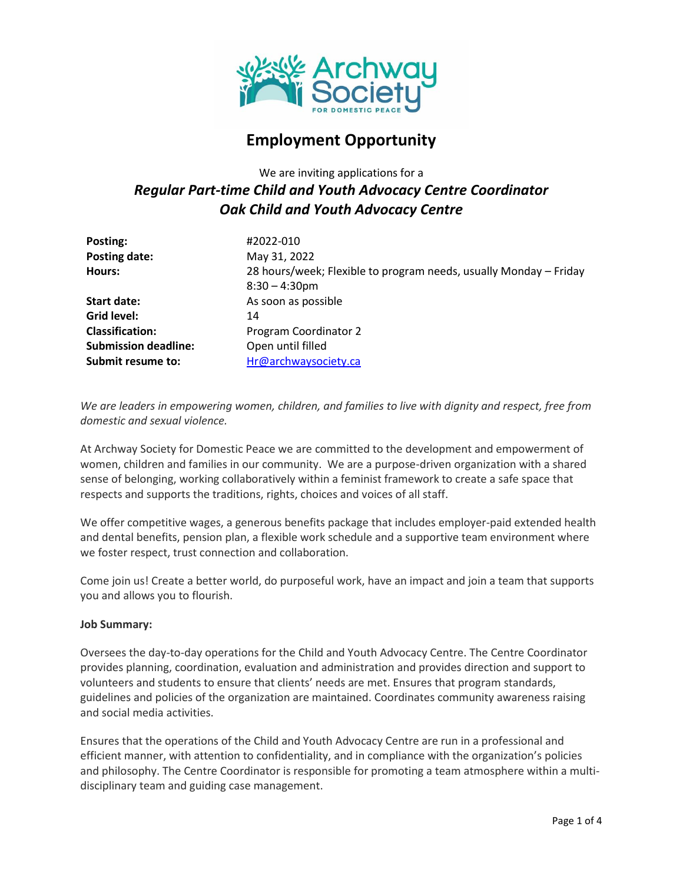# Employment Opportunity

We are inviting applications for a

## *Regular Part-time Child and Youth Advocacy Centre Coordinator*
## *Oak Child and Youth Advocacy Centre*

| | |
|---|---|
| **Posting:** | #2022-010 |
| **Posting date:** | May 31, 2022 |
| **Hours:** | 28 hours/week; Flexible to program needs, usually Monday – Friday 8:30 – 4:30pm |
| **Start date:** | As soon as possible |
| **Grid level:** | 14 |
| **Classification:** | Program Coordinator 2 |
| **Submission deadline:** | Open until filled |
| **Submit resume to:** | Hr@archwaysociety.ca |

*We are leaders in empowering women, children, and families to live with dignity and respect, free from domestic and sexual violence.*

At Archway Society for Domestic Peace we are committed to the development and empowerment of women, children and families in our community. We are a purpose-driven organization with a shared sense of belonging, working collaboratively within a feminist framework to create a safe space that respects and supports the traditions, rights, choices and voices of all staff.

We offer competitive wages, a generous benefits package that includes employer-paid extended health and dental benefits, pension plan, a flexible work schedule and a supportive team environment where we foster respect, trust connection and collaboration.

Come join us! Create a better world, do purposeful work, have an impact and join a team that supports you and allows you to flourish.

**Job Summary:**

Oversees the day-to-day operations for the Child and Youth Advocacy Centre. The Centre Coordinator provides planning, coordination, evaluation and administration and provides direction and support to volunteers and students to ensure that clients' needs are met. Ensures that program standards, guidelines and policies of the organization are maintained. Coordinates community awareness raising and social media activities.

Ensures that the operations of the Child and Youth Advocacy Centre are run in a professional and efficient manner, with attention to confidentiality, and in compliance with the organization's policies and philosophy. The Centre Coordinator is responsible for promoting a team atmosphere within a multi-disciplinary team and guiding case management.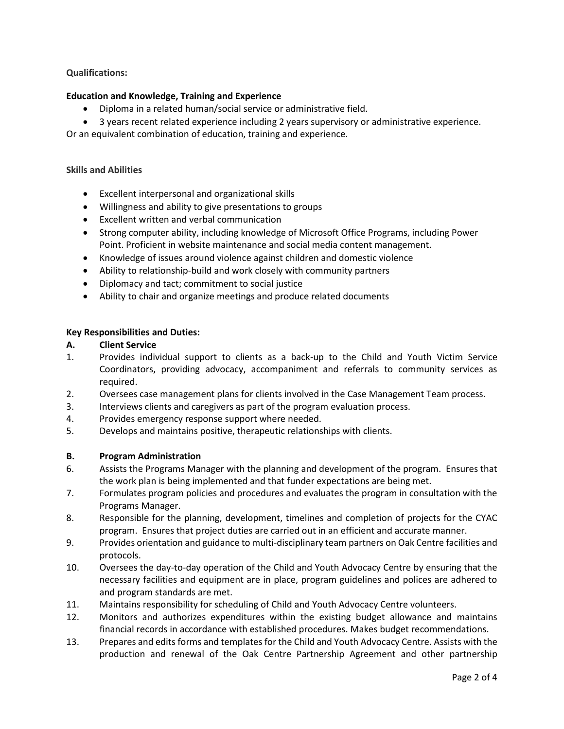**Qualifications:**

**Education and Knowledge, Training and Experience**

- Diploma in a related human/social service or administrative field.
- 3 years recent related experience including 2 years supervisory or administrative experience.

Or an equivalent combination of education, training and experience.

**Skills and Abilities**

- Excellent interpersonal and organizational skills
- Willingness and ability to give presentations to groups
- Excellent written and verbal communication
- Strong computer ability, including knowledge of Microsoft Office Programs, including Power Point. Proficient in website maintenance and social media content management.
- Knowledge of issues around violence against children and domestic violence
- Ability to relationship-build and work closely with community partners
- Diplomacy and tact; commitment to social justice
- Ability to chair and organize meetings and produce related documents

**Key Responsibilities and Duties:**

**A. Client Service**

1. Provides individual support to clients as a back-up to the Child and Youth Victim Service Coordinators, providing advocacy, accompaniment and referrals to community services as required.
2. Oversees case management plans for clients involved in the Case Management Team process.
3. Interviews clients and caregivers as part of the program evaluation process.
4. Provides emergency response support where needed.
5. Develops and maintains positive, therapeutic relationships with clients.

**B. Program Administration**

6. Assists the Programs Manager with the planning and development of the program. Ensures that the work plan is being implemented and that funder expectations are being met.
7. Formulates program policies and procedures and evaluates the program in consultation with the Programs Manager.
8. Responsible for the planning, development, timelines and completion of projects for the CYAC program. Ensures that project duties are carried out in an efficient and accurate manner.
9. Provides orientation and guidance to multi-disciplinary team partners on Oak Centre facilities and protocols.
10. Oversees the day-to-day operation of the Child and Youth Advocacy Centre by ensuring that the necessary facilities and equipment are in place, program guidelines and polices are adhered to and program standards are met.
11. Maintains responsibility for scheduling of Child and Youth Advocacy Centre volunteers.
12. Monitors and authorizes expenditures within the existing budget allowance and maintains financial records in accordance with established procedures. Makes budget recommendations.
13. Prepares and edits forms and templates for the Child and Youth Advocacy Centre. Assists with the production and renewal of the Oak Centre Partnership Agreement and other partnership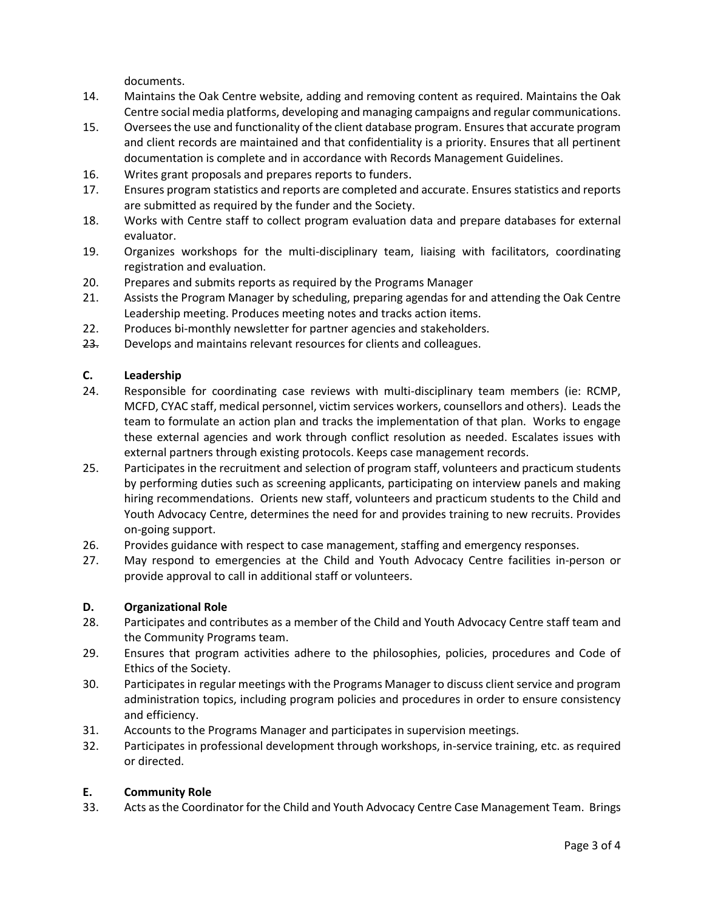documents.

14. Maintains the Oak Centre website, adding and removing content as required. Maintains the Oak Centre social media platforms, developing and managing campaigns and regular communications.
15. Oversees the use and functionality of the client database program. Ensures that accurate program and client records are maintained and that confidentiality is a priority. Ensures that all pertinent documentation is complete and in accordance with Records Management Guidelines.
16. Writes grant proposals and prepares reports to funders.
17. Ensures program statistics and reports are completed and accurate. Ensures statistics and reports are submitted as required by the funder and the Society.
18. Works with Centre staff to collect program evaluation data and prepare databases for external evaluator.
19. Organizes workshops for the multi-disciplinary team, liaising with facilitators, coordinating registration and evaluation.
20. Prepares and submits reports as required by the Programs Manager
21. Assists the Program Manager by scheduling, preparing agendas for and attending the Oak Centre Leadership meeting. Produces meeting notes and tracks action items.
22. Produces bi-monthly newsletter for partner agencies and stakeholders.
23. Develops and maintains relevant resources for clients and colleagues.

**C. Leadership**

24. Responsible for coordinating case reviews with multi-disciplinary team members (ie: RCMP, MCFD, CYAC staff, medical personnel, victim services workers, counsellors and others). Leads the team to formulate an action plan and tracks the implementation of that plan. Works to engage these external agencies and work through conflict resolution as needed. Escalates issues with external partners through existing protocols. Keeps case management records.
25. Participates in the recruitment and selection of program staff, volunteers and practicum students by performing duties such as screening applicants, participating on interview panels and making hiring recommendations. Orients new staff, volunteers and practicum students to the Child and Youth Advocacy Centre, determines the need for and provides training to new recruits. Provides on-going support.
26. Provides guidance with respect to case management, staffing and emergency responses.
27. May respond to emergencies at the Child and Youth Advocacy Centre facilities in-person or provide approval to call in additional staff or volunteers.

**D. Organizational Role**

28. Participates and contributes as a member of the Child and Youth Advocacy Centre staff team and the Community Programs team.
29. Ensures that program activities adhere to the philosophies, policies, procedures and Code of Ethics of the Society.
30. Participates in regular meetings with the Programs Manager to discuss client service and program administration topics, including program policies and procedures in order to ensure consistency and efficiency.
31. Accounts to the Programs Manager and participates in supervision meetings.
32. Participates in professional development through workshops, in-service training, etc. as required or directed.

**E. Community Role**

33. Acts as the Coordinator for the Child and Youth Advocacy Centre Case Management Team. Brings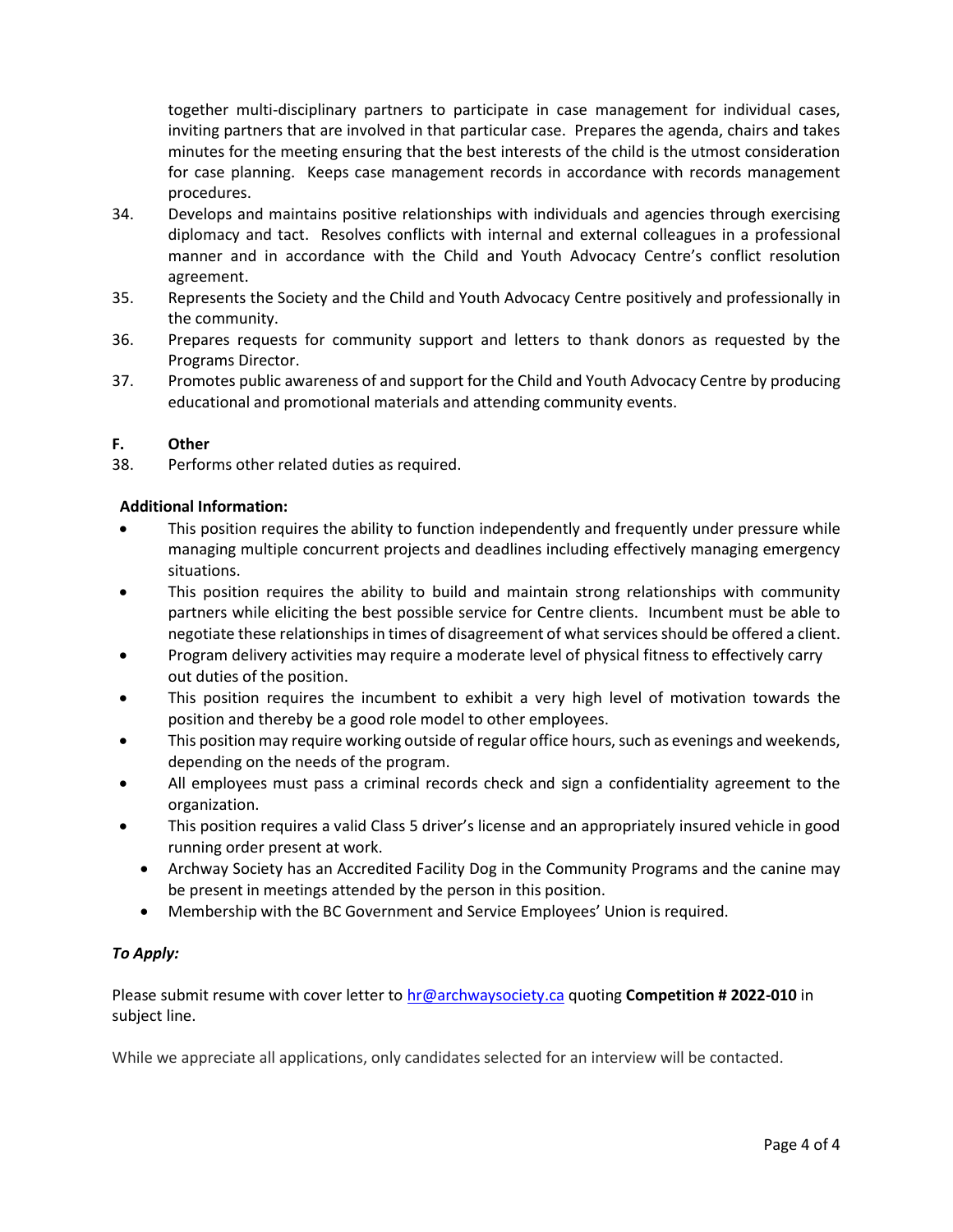together multi-disciplinary partners to participate in case management for individual cases, inviting partners that are involved in that particular case. Prepares the agenda, chairs and takes minutes for the meeting ensuring that the best interests of the child is the utmost consideration for case planning. Keeps case management records in accordance with records management procedures.

34. Develops and maintains positive relationships with individuals and agencies through exercising diplomacy and tact. Resolves conflicts with internal and external colleagues in a professional manner and in accordance with the Child and Youth Advocacy Centre's conflict resolution agreement.
35. Represents the Society and the Child and Youth Advocacy Centre positively and professionally in the community.
36. Prepares requests for community support and letters to thank donors as requested by the Programs Director.
37. Promotes public awareness of and support for the Child and Youth Advocacy Centre by producing educational and promotional materials and attending community events.

**F. Other**

38. Performs other related duties as required.

**Additional Information:**

- This position requires the ability to function independently and frequently under pressure while managing multiple concurrent projects and deadlines including effectively managing emergency situations.
- This position requires the ability to build and maintain strong relationships with community partners while eliciting the best possible service for Centre clients. Incumbent must be able to negotiate these relationships in times of disagreement of what services should be offered a client.
- Program delivery activities may require a moderate level of physical fitness to effectively carry out duties of the position.
- This position requires the incumbent to exhibit a very high level of motivation towards the position and thereby be a good role model to other employees.
- This position may require working outside of regular office hours, such as evenings and weekends, depending on the needs of the program.
- All employees must pass a criminal records check and sign a confidentiality agreement to the organization.
- This position requires a valid Class 5 driver's license and an appropriately insured vehicle in good running order present at work.
- Archway Society has an Accredited Facility Dog in the Community Programs and the canine may be present in meetings attended by the person in this position.
- Membership with the BC Government and Service Employees' Union is required.

***To Apply:***

Please submit resume with cover letter to hr@archwaysociety.ca quoting **Competition # 2022-010** in subject line.

While we appreciate all applications, only candidates selected for an interview will be contacted.